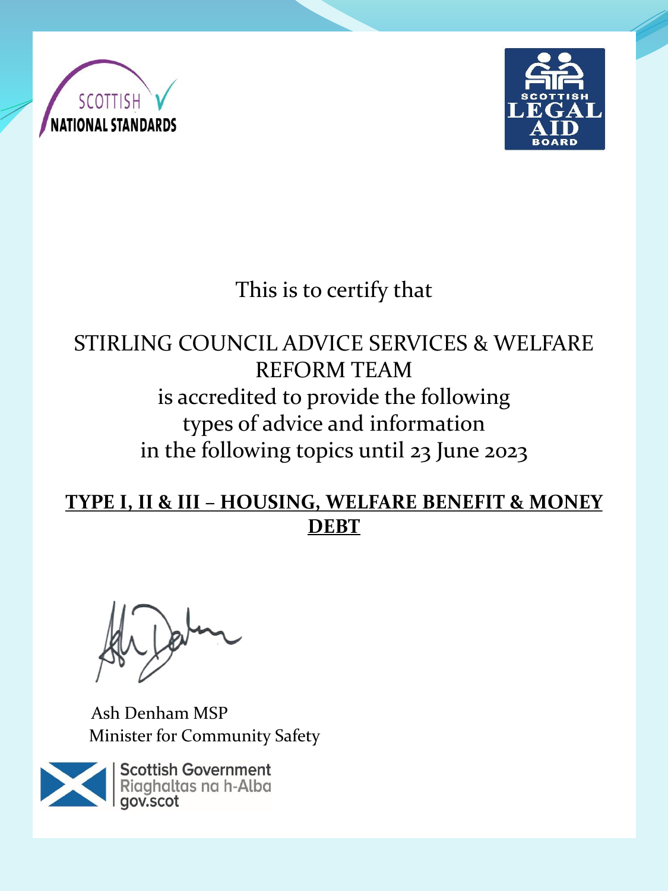SCOTTISH NATIONAL STANDARDS

SCOTTISH LEGAL AID BOARD

This is to certify that

STIRLING COUNCIL ADVICE SERVICES & WELFARE REFORM TEAM

is accredited to provide the following types of advice and information in the following topics until 23 June 2023

**TYPE I, II & III – HOUSING, WELFARE BENEFIT & MONEY DEBT**

Ash Denham MSP
Minister for Community Safety

Scottish Government
Riaghaltas na h-Alba
gov.scot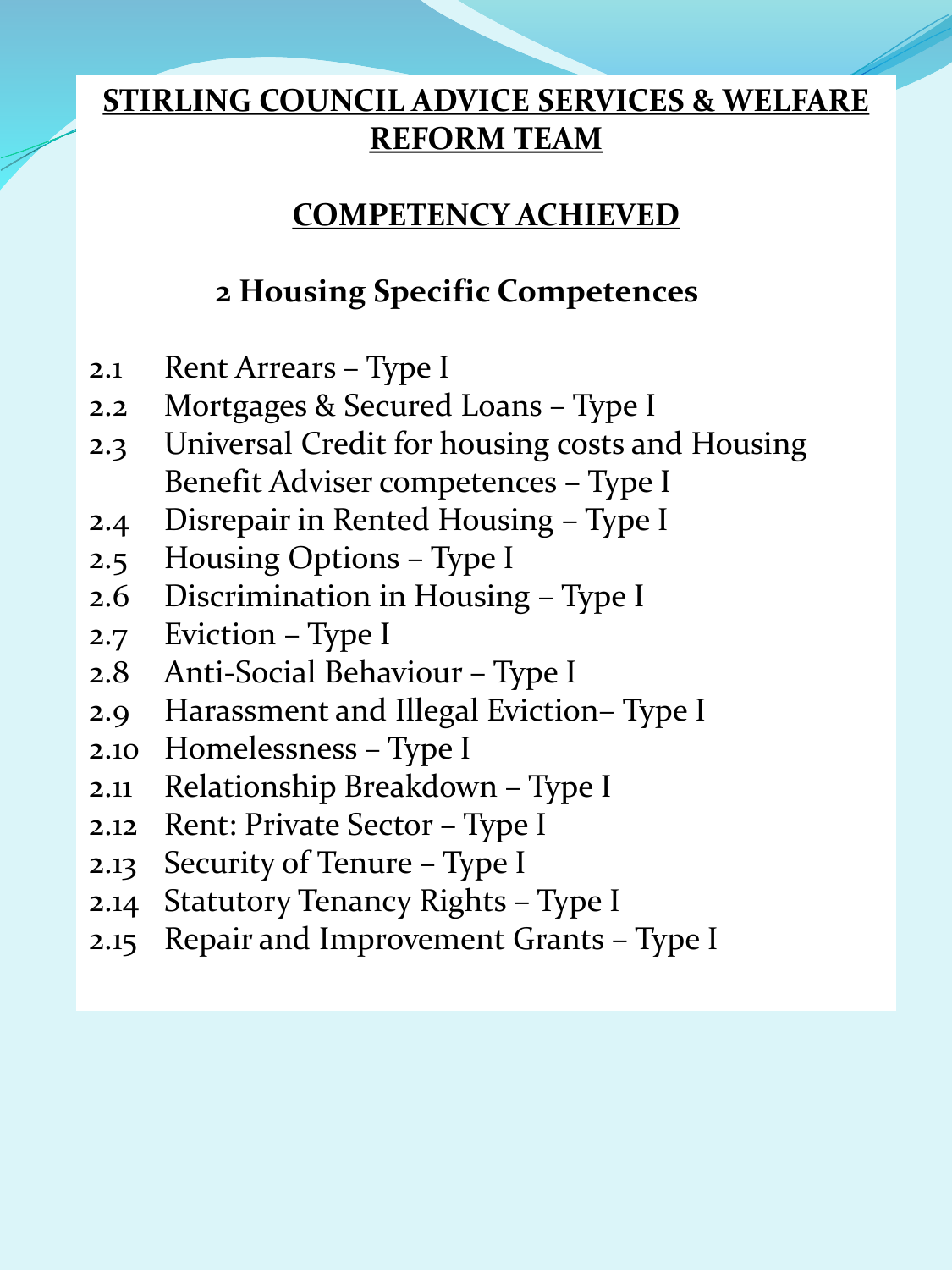# STIRLING COUNCIL ADVICE SERVICES & WELFARE REFORM TEAM

## COMPETENCY ACHIEVED

### 2 Housing Specific Competences

2.1 Rent Arrears – Type I
2.2 Mortgages & Secured Loans – Type I
2.3 Universal Credit for housing costs and Housing Benefit Adviser competences – Type I
2.4 Disrepair in Rented Housing – Type I
2.5 Housing Options – Type I
2.6 Discrimination in Housing – Type I
2.7 Eviction – Type I
2.8 Anti-Social Behaviour – Type I
2.9 Harassment and Illegal Eviction– Type I
2.10 Homelessness – Type I
2.11 Relationship Breakdown – Type I
2.12 Rent: Private Sector – Type I
2.13 Security of Tenure – Type I
2.14 Statutory Tenancy Rights – Type I
2.15 Repair and Improvement Grants – Type I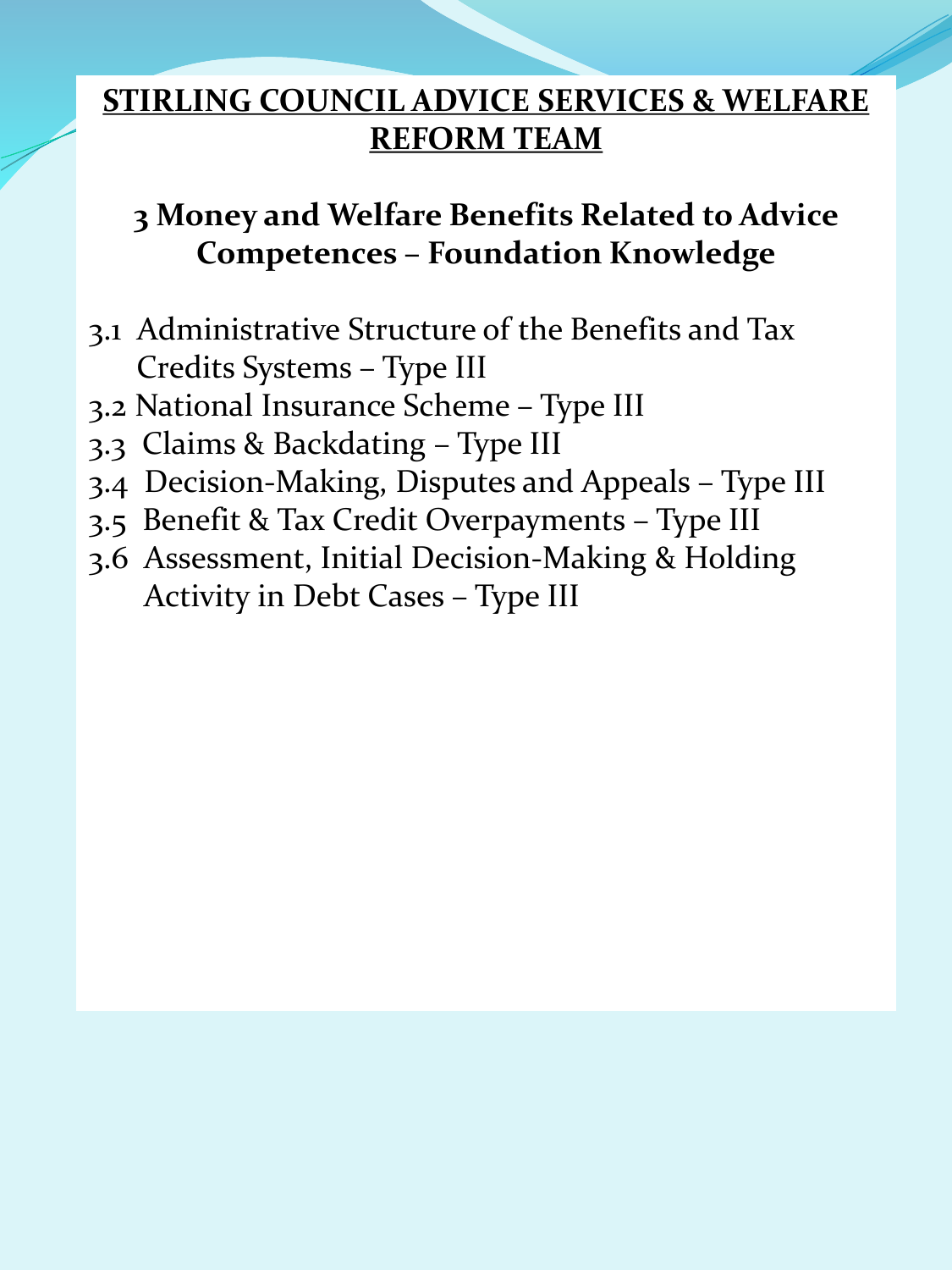# STIRLING COUNCIL ADVICE SERVICES & WELFARE REFORM TEAM

## 3 Money and Welfare Benefits Related to Advice Competences – Foundation Knowledge

3.1 Administrative Structure of the Benefits and Tax Credits Systems – Type III
3.2 National Insurance Scheme – Type III
3.3 Claims & Backdating – Type III
3.4 Decision-Making, Disputes and Appeals – Type III
3.5 Benefit & Tax Credit Overpayments – Type III
3.6 Assessment, Initial Decision-Making & Holding Activity in Debt Cases – Type III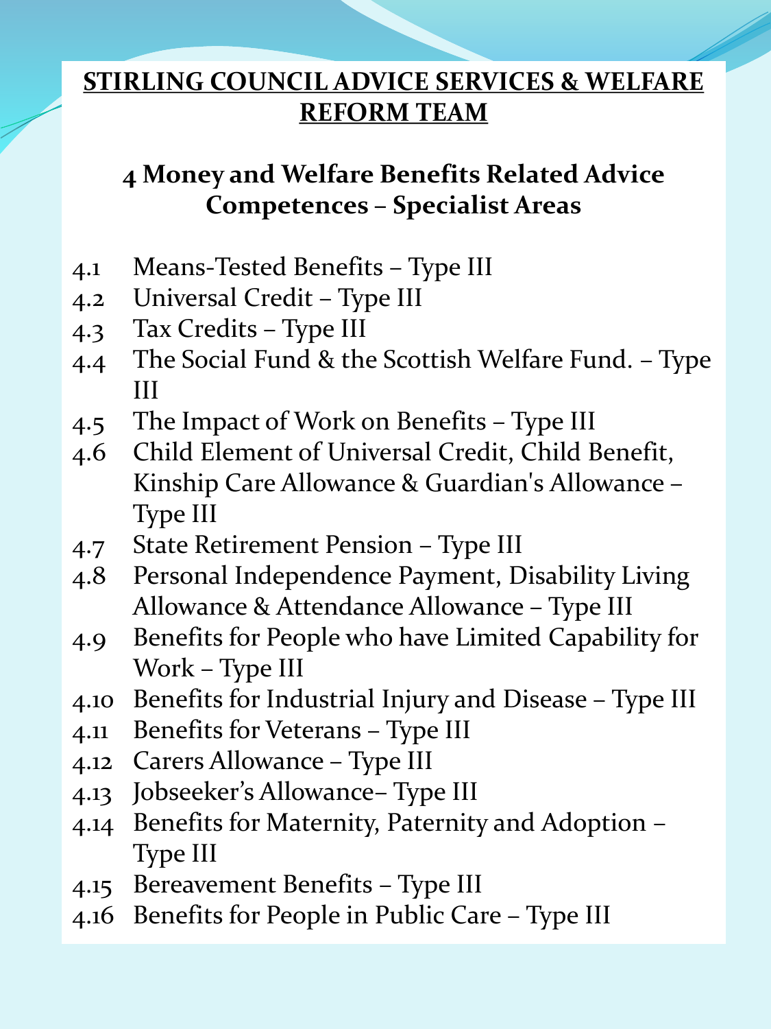**STIRLING COUNCIL ADVICE SERVICES & WELFARE REFORM TEAM**

## 4 Money and Welfare Benefits Related Advice Competences – Specialist Areas

4.1 Means-Tested Benefits – Type III
4.2 Universal Credit – Type III
4.3 Tax Credits – Type III
4.4 The Social Fund & the Scottish Welfare Fund. – Type III
4.5 The Impact of Work on Benefits – Type III
4.6 Child Element of Universal Credit, Child Benefit, Kinship Care Allowance & Guardian's Allowance – Type III
4.7 State Retirement Pension – Type III
4.8 Personal Independence Payment, Disability Living Allowance & Attendance Allowance – Type III
4.9 Benefits for People who have Limited Capability for Work – Type III
4.10 Benefits for Industrial Injury and Disease – Type III
4.11 Benefits for Veterans – Type III
4.12 Carers Allowance – Type III
4.13 Jobseeker's Allowance– Type III
4.14 Benefits for Maternity, Paternity and Adoption – Type III
4.15 Bereavement Benefits – Type III
4.16 Benefits for People in Public Care – Type III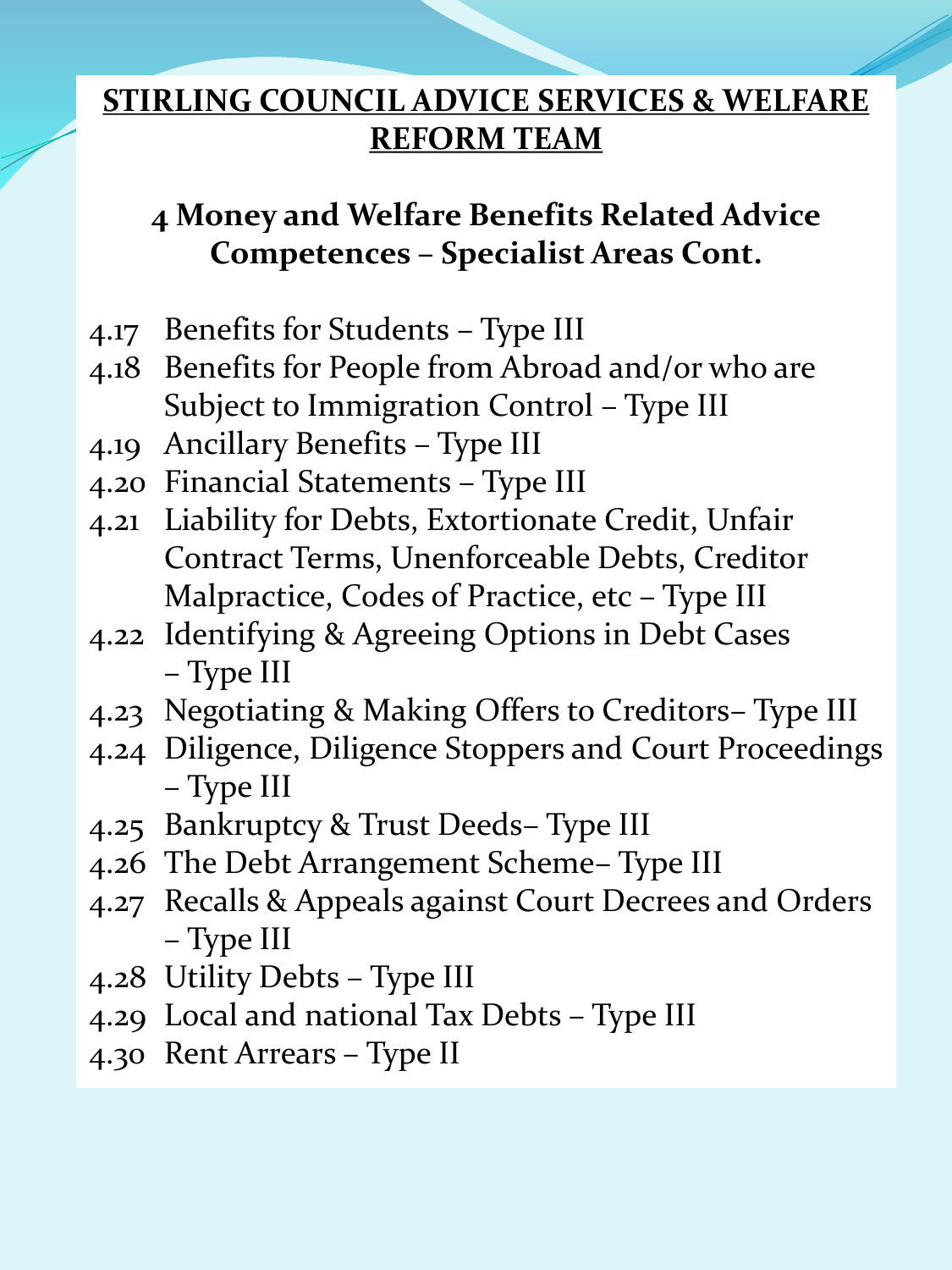**STIRLING COUNCIL ADVICE SERVICES & WELFARE REFORM TEAM**

## 4 Money and Welfare Benefits Related Advice Competences – Specialist Areas Cont.

- 4.17 Benefits for Students – Type III
- 4.18 Benefits for People from Abroad and/or who are Subject to Immigration Control – Type III
- 4.19 Ancillary Benefits – Type III
- 4.20 Financial Statements – Type III
- 4.21 Liability for Debts, Extortionate Credit, Unfair Contract Terms, Unenforceable Debts, Creditor Malpractice, Codes of Practice, etc – Type III
- 4.22 Identifying & Agreeing Options in Debt Cases – Type III
- 4.23 Negotiating & Making Offers to Creditors– Type III
- 4.24 Diligence, Diligence Stoppers and Court Proceedings – Type III
- 4.25 Bankruptcy & Trust Deeds– Type III
- 4.26 The Debt Arrangement Scheme– Type III
- 4.27 Recalls & Appeals against Court Decrees and Orders – Type III
- 4.28 Utility Debts – Type III
- 4.29 Local and national Tax Debts – Type III
- 4.30 Rent Arrears – Type II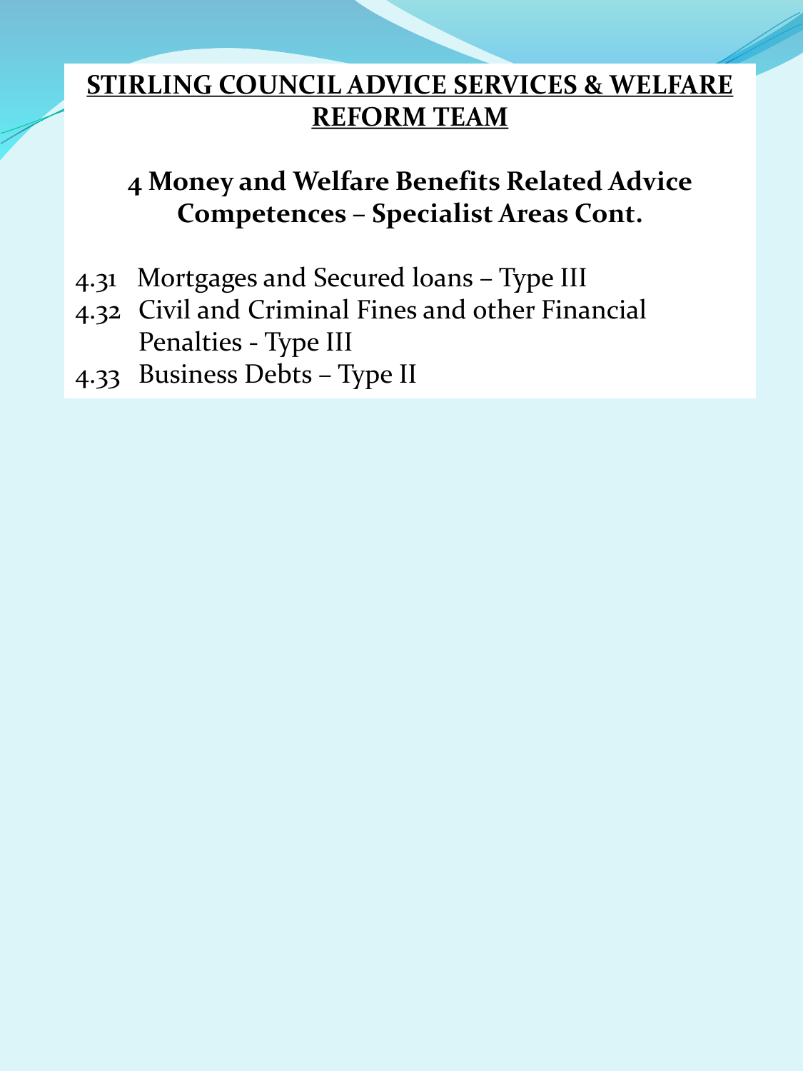**STIRLING COUNCIL ADVICE SERVICES & WELFARE REFORM TEAM**

## 4 Money and Welfare Benefits Related Advice Competences – Specialist Areas Cont.

4.31 Mortgages and Secured loans – Type III

4.32 Civil and Criminal Fines and other Financial Penalties - Type III

4.33 Business Debts – Type II